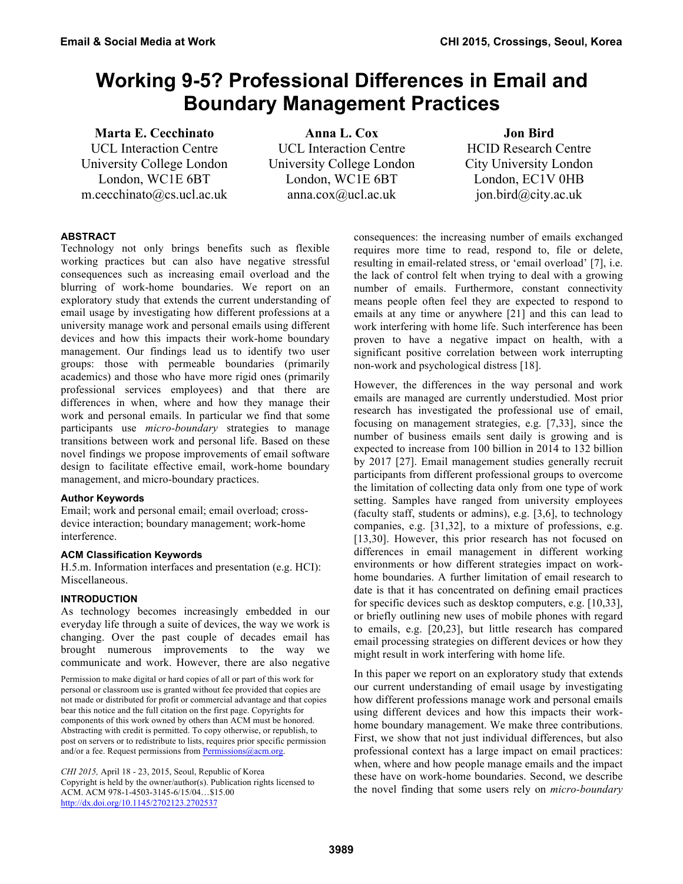# Working 9-5? Professional Differences in Email and Boundary Management Practices

**Marta E. Cecchinato**
UCL Interaction Centre
University College London
London, WC1E 6BT
m.cecchinato@cs.ucl.ac.uk

**Anna L. Cox**
UCL Interaction Centre
University College London
London, WC1E 6BT
anna.cox@ucl.ac.uk

**Jon Bird**
HCID Research Centre
City University London
London, EC1V 0HB
jon.bird@city.ac.uk

## ABSTRACT

Technology not only brings benefits such as flexible working practices but can also have negative stressful consequences such as increasing email overload and the blurring of work-home boundaries. We report on an exploratory study that extends the current understanding of email usage by investigating how different professions at a university manage work and personal emails using different devices and how this impacts their work-home boundary management. Our findings lead us to identify two user groups: those with permeable boundaries (primarily academics) and those who have more rigid ones (primarily professional services employees) and that there are differences in when, where and how they manage their work and personal emails. In particular we find that some participants use *micro-boundary* strategies to manage transitions between work and personal life. Based on these novel findings we propose improvements of email software design to facilitate effective email, work-home boundary management, and micro-boundary practices.

### Author Keywords

Email; work and personal email; email overload; cross-device interaction; boundary management; work-home interference.

### ACM Classification Keywords

H.5.m. Information interfaces and presentation (e.g. HCI): Miscellaneous.

## INTRODUCTION

As technology becomes increasingly embedded in our everyday life through a suite of devices, the way we work is changing. Over the past couple of decades email has brought numerous improvements to the way we communicate and work. However, there are also negative consequences: the increasing number of emails exchanged requires more time to read, respond to, file or delete, resulting in email-related stress, or 'email overload' [7], i.e. the lack of control felt when trying to deal with a growing number of emails. Furthermore, constant connectivity means people often feel they are expected to respond to emails at any time or anywhere [21] and this can lead to work interfering with home life. Such interference has been proven to have a negative impact on health, with a significant positive correlation between work interrupting non-work and psychological distress [18].

Permission to make digital or hard copies of all or part of this work for personal or classroom use is granted without fee provided that copies are not made or distributed for profit or commercial advantage and that copies bear this notice and the full citation on the first page. Copyrights for components of this work owned by others than ACM must be honored. Abstracting with credit is permitted. To copy otherwise, or republish, to post on servers or to redistribute to lists, requires prior specific permission and/or a fee. Request permissions from Permissions@acm.org.

*CHI 2015,* April 18 - 23, 2015, Seoul, Republic of Korea
Copyright is held by the owner/author(s). Publication rights licensed to ACM. ACM 978-1-4503-3145-6/15/04…$15.00
http://dx.doi.org/10.1145/2702123.2702537

However, the differences in the way personal and work emails are managed are currently understudied. Most prior research has investigated the professional use of email, focusing on management strategies, e.g. [7,33], since the number of business emails sent daily is growing and is expected to increase from 100 billion in 2014 to 132 billion by 2017 [27]. Email management studies generally recruit participants from different professional groups to overcome the limitation of collecting data only from one type of work setting. Samples have ranged from university employees (faculty staff, students or admins), e.g. [3,6], to technology companies, e.g. [31,32], to a mixture of professions, e.g. [13,30]. However, this prior research has not focused on differences in email management in different working environments or how different strategies impact on work-home boundaries. A further limitation of email research to date is that it has concentrated on defining email practices for specific devices such as desktop computers, e.g. [10,33], or briefly outlining new uses of mobile phones with regard to emails, e.g. [20,23], but little research has compared email processing strategies on different devices or how they might result in work interfering with home life.

In this paper we report on an exploratory study that extends our current understanding of email usage by investigating how different professions manage work and personal emails using different devices and how this impacts their work-home boundary management. We make three contributions. First, we show that not just individual differences, but also professional context has a large impact on email practices: when, where and how people manage emails and the impact these have on work-home boundaries. Second, we describe the novel finding that some users rely on *micro-boundary*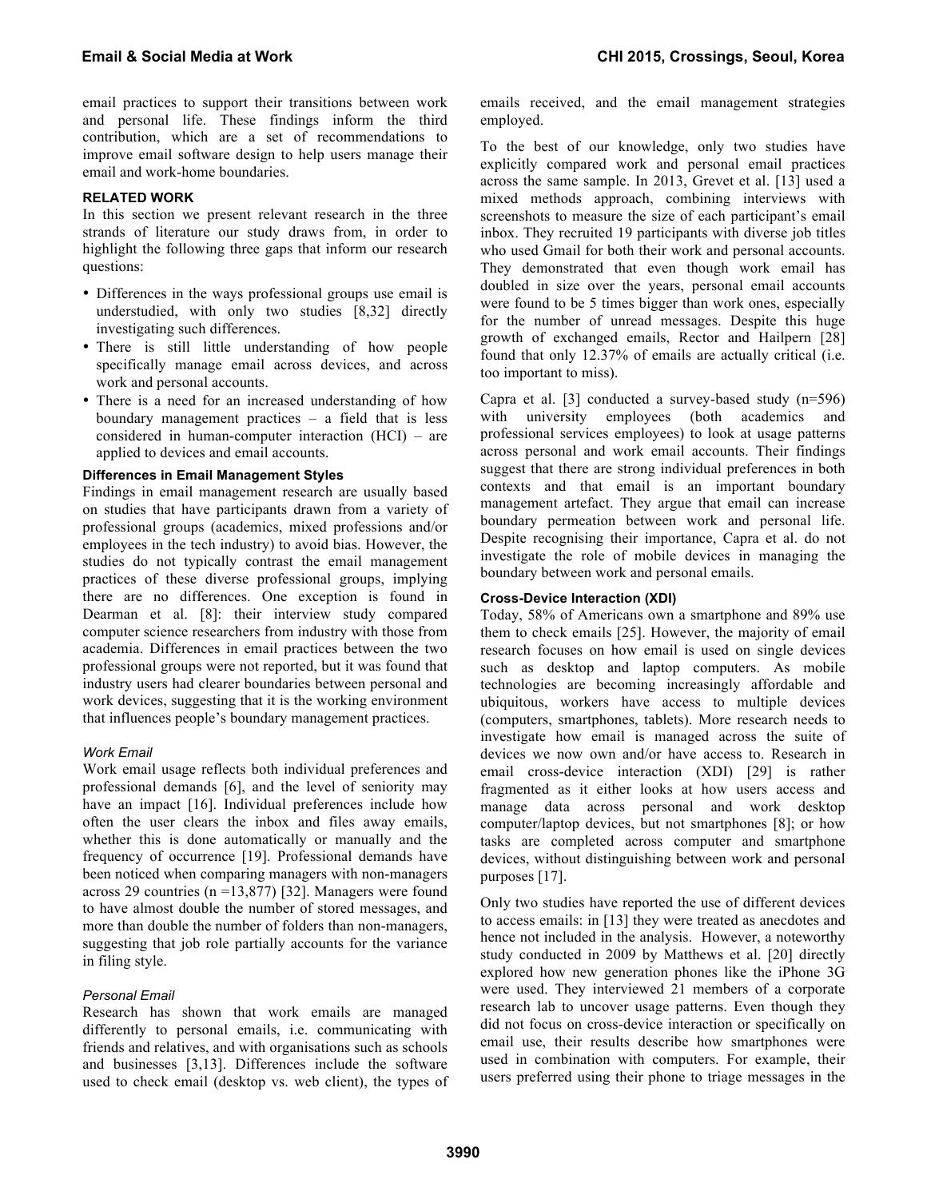email practices to support their transitions between work and personal life. These findings inform the third contribution, which are a set of recommendations to improve email software design to help users manage their email and work-home boundaries.

## RELATED WORK

In this section we present relevant research in the three strands of literature our study draws from, in order to highlight the following three gaps that inform our research questions:

- Differences in the ways professional groups use email is understudied, with only two studies [8,32] directly investigating such differences.
- There is still little understanding of how people specifically manage email across devices, and across work and personal accounts.
- There is a need for an increased understanding of how boundary management practices – a field that is less considered in human-computer interaction (HCI) – are applied to devices and email accounts.

### Differences in Email Management Styles

Findings in email management research are usually based on studies that have participants drawn from a variety of professional groups (academics, mixed professions and/or employees in the tech industry) to avoid bias. However, the studies do not typically contrast the email management practices of these diverse professional groups, implying there are no differences. One exception is found in Dearman et al. [8]: their interview study compared computer science researchers from industry with those from academia. Differences in email practices between the two professional groups were not reported, but it was found that industry users had clearer boundaries between personal and work devices, suggesting that it is the working environment that influences people's boundary management practices.

#### *Work Email*

Work email usage reflects both individual preferences and professional demands [6], and the level of seniority may have an impact [16]. Individual preferences include how often the user clears the inbox and files away emails, whether this is done automatically or manually and the frequency of occurrence [19]. Professional demands have been noticed when comparing managers with non-managers across 29 countries (n =13,877) [32]. Managers were found to have almost double the number of stored messages, and more than double the number of folders than non-managers, suggesting that job role partially accounts for the variance in filing style.

#### *Personal Email*

Research has shown that work emails are managed differently to personal emails, i.e. communicating with friends and relatives, and with organisations such as schools and businesses [3,13]. Differences include the software used to check email (desktop vs. web client), the types of emails received, and the email management strategies employed.

To the best of our knowledge, only two studies have explicitly compared work and personal email practices across the same sample. In 2013, Grevet et al. [13] used a mixed methods approach, combining interviews with screenshots to measure the size of each participant's email inbox. They recruited 19 participants with diverse job titles who used Gmail for both their work and personal accounts. They demonstrated that even though work email has doubled in size over the years, personal email accounts were found to be 5 times bigger than work ones, especially for the number of unread messages. Despite this huge growth of exchanged emails, Rector and Hailpern [28] found that only 12.37% of emails are actually critical (i.e. too important to miss).

Capra et al. [3] conducted a survey-based study (n=596) with university employees (both academics and professional services employees) to look at usage patterns across personal and work email accounts. Their findings suggest that there are strong individual preferences in both contexts and that email is an important boundary management artefact. They argue that email can increase boundary permeation between work and personal life. Despite recognising their importance, Capra et al. do not investigate the role of mobile devices in managing the boundary between work and personal emails.

### Cross-Device Interaction (XDI)

Today, 58% of Americans own a smartphone and 89% use them to check emails [25]. However, the majority of email research focuses on how email is used on single devices such as desktop and laptop computers. As mobile technologies are becoming increasingly affordable and ubiquitous, workers have access to multiple devices (computers, smartphones, tablets). More research needs to investigate how email is managed across the suite of devices we now own and/or have access to. Research in email cross-device interaction (XDI) [29] is rather fragmented as it either looks at how users access and manage data across personal and work desktop computer/laptop devices, but not smartphones [8]; or how tasks are completed across computer and smartphone devices, without distinguishing between work and personal purposes [17].

Only two studies have reported the use of different devices to access emails: in [13] they were treated as anecdotes and hence not included in the analysis. However, a noteworthy study conducted in 2009 by Matthews et al. [20] directly explored how new generation phones like the iPhone 3G were used. They interviewed 21 members of a corporate research lab to uncover usage patterns. Even though they did not focus on cross-device interaction or specifically on email use, their results describe how smartphones were used in combination with computers. For example, their users preferred using their phone to triage messages in the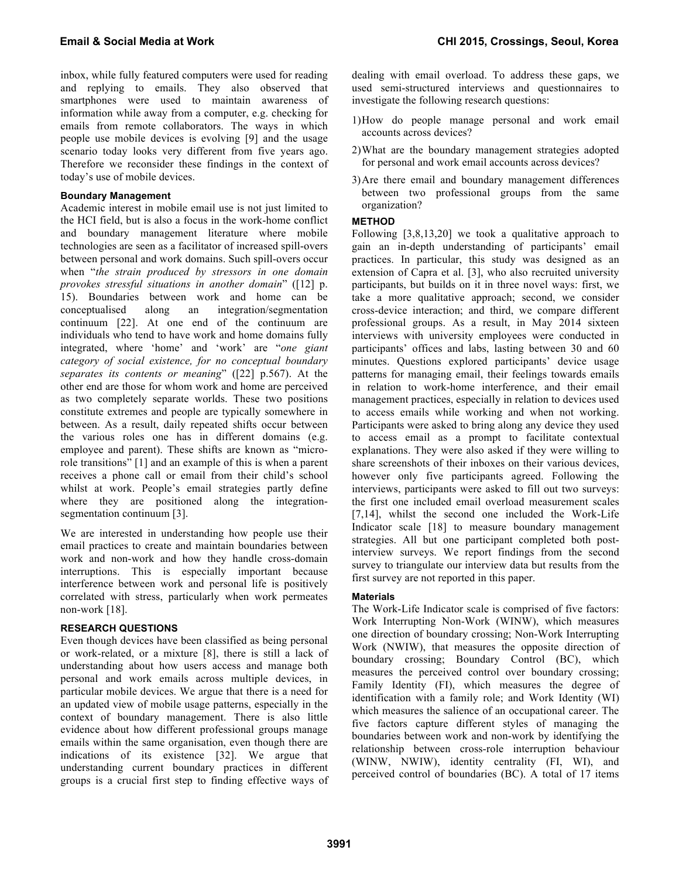inbox, while fully featured computers were used for reading and replying to emails. They also observed that smartphones were used to maintain awareness of information while away from a computer, e.g. checking for emails from remote collaborators. The ways in which people use mobile devices is evolving [9] and the usage scenario today looks very different from five years ago. Therefore we reconsider these findings in the context of today's use of mobile devices.

### Boundary Management

Academic interest in mobile email use is not just limited to the HCI field, but is also a focus in the work-home conflict and boundary management literature where mobile technologies are seen as a facilitator of increased spill-overs between personal and work domains. Such spill-overs occur when "*the strain produced by stressors in one domain provokes stressful situations in another domain*" ([12] p. 15). Boundaries between work and home can be conceptualised along an integration/segmentation continuum [22]. At one end of the continuum are individuals who tend to have work and home domains fully integrated, where 'home' and 'work' are "*one giant category of social existence, for no conceptual boundary separates its contents or meaning*" ([22] p.567). At the other end are those for whom work and home are perceived as two completely separate worlds. These two positions constitute extremes and people are typically somewhere in between. As a result, daily repeated shifts occur between the various roles one has in different domains (e.g. employee and parent). These shifts are known as "micro-role transitions" [1] and an example of this is when a parent receives a phone call or email from their child's school whilst at work. People's email strategies partly define where they are positioned along the integration-segmentation continuum [3].

We are interested in understanding how people use their email practices to create and maintain boundaries between work and non-work and how they handle cross-domain interruptions. This is especially important because interference between work and personal life is positively correlated with stress, particularly when work permeates non-work [18].

## RESEARCH QUESTIONS

Even though devices have been classified as being personal or work-related, or a mixture [8], there is still a lack of understanding about how users access and manage both personal and work emails across multiple devices, in particular mobile devices. We argue that there is a need for an updated view of mobile usage patterns, especially in the context of boundary management. There is also little evidence about how different professional groups manage emails within the same organisation, even though there are indications of its existence [32]. We argue that understanding current boundary practices in different groups is a crucial first step to finding effective ways of dealing with email overload. To address these gaps, we used semi-structured interviews and questionnaires to investigate the following research questions:

1) How do people manage personal and work email accounts across devices?
2) What are the boundary management strategies adopted for personal and work email accounts across devices?
3) Are there email and boundary management differences between two professional groups from the same organization?

## METHOD

Following [3,8,13,20] we took a qualitative approach to gain an in-depth understanding of participants' email practices. In particular, this study was designed as an extension of Capra et al. [3], who also recruited university participants, but builds on it in three novel ways: first, we take a more qualitative approach; second, we consider cross-device interaction; and third, we compare different professional groups. As a result, in May 2014 sixteen interviews with university employees were conducted in participants' offices and labs, lasting between 30 and 60 minutes. Questions explored participants' device usage patterns for managing email, their feelings towards emails in relation to work-home interference, and their email management practices, especially in relation to devices used to access emails while working and when not working. Participants were asked to bring along any device they used to access email as a prompt to facilitate contextual explanations. They were also asked if they were willing to share screenshots of their inboxes on their various devices, however only five participants agreed. Following the interviews, participants were asked to fill out two surveys: the first one included email overload measurement scales [7,14], whilst the second one included the Work-Life Indicator scale [18] to measure boundary management strategies. All but one participant completed both post-interview surveys. We report findings from the second survey to triangulate our interview data but results from the first survey are not reported in this paper.

### Materials

The Work-Life Indicator scale is comprised of five factors: Work Interrupting Non-Work (WINW), which measures one direction of boundary crossing; Non-Work Interrupting Work (NWIW), that measures the opposite direction of boundary crossing; Boundary Control (BC), which measures the perceived control over boundary crossing; Family Identity (FI), which measures the degree of identification with a family role; and Work Identity (WI) which measures the salience of an occupational career. The five factors capture different styles of managing the boundaries between work and non-work by identifying the relationship between cross-role interruption behaviour (WINW, NWIW), identity centrality (FI, WI), and perceived control of boundaries (BC). A total of 17 items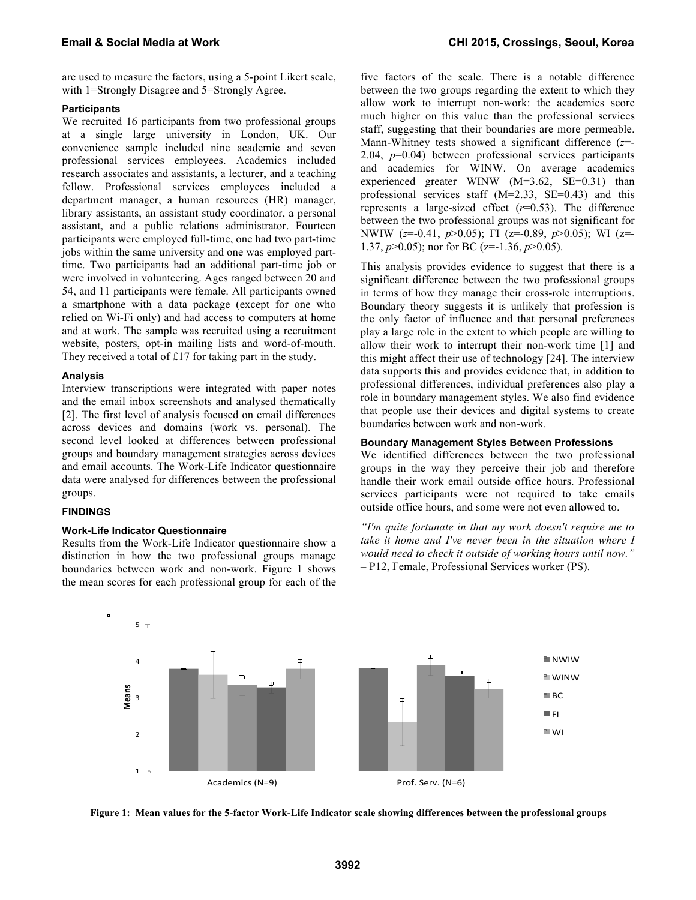are used to measure the factors, using a 5-point Likert scale, with 1=Strongly Disagree and 5=Strongly Agree.

#### Participants

We recruited 16 participants from two professional groups at a single large university in London, UK. Our convenience sample included nine academic and seven professional services employees. Academics included research associates and assistants, a lecturer, and a teaching fellow. Professional services employees included a department manager, a human resources (HR) manager, library assistants, an assistant study coordinator, a personal assistant, and a public relations administrator. Fourteen participants were employed full-time, one had two part-time jobs within the same university and one was employed part-time. Two participants had an additional part-time job or were involved in volunteering. Ages ranged between 20 and 54, and 11 participants were female. All participants owned a smartphone with a data package (except for one who relied on Wi-Fi only) and had access to computers at home and at work. The sample was recruited using a recruitment website, posters, opt-in mailing lists and word-of-mouth. They received a total of £17 for taking part in the study.

#### Analysis

Interview transcriptions were integrated with paper notes and the email inbox screenshots and analysed thematically [2]. The first level of analysis focused on email differences across devices and domains (work vs. personal). The second level looked at differences between professional groups and boundary management strategies across devices and email accounts. The Work-Life Indicator questionnaire data were analysed for differences between the professional groups.

### FINDINGS

#### Work-Life Indicator Questionnaire

Results from the Work-Life Indicator questionnaire show a distinction in how the two professional groups manage boundaries between work and non-work. Figure 1 shows the mean scores for each professional group for each of the five factors of the scale. There is a notable difference between the two groups regarding the extent to which they allow work to interrupt non-work: the academics score much higher on this value than the professional services staff, suggesting that their boundaries are more permeable. Mann-Whitney tests showed a significant difference ($z$=-2.04, $p$=0.04) between professional services participants and academics for WINW. On average academics experienced greater WINW (M=3.62, SE=0.31) than professional services staff (M=2.33, SE=0.43) and this represents a large-sized effect ($r$=0.53). The difference between the two professional groups was not significant for NWIW ($z$=-0.41, $p$>0.05); FI (z=-0.89, $p$>0.05); WI (z=-1.37, $p$>0.05); nor for BC (z=-1.36, $p$>0.05).

This analysis provides evidence to suggest that there is a significant difference between the two professional groups in terms of how they manage their cross-role interruptions. Boundary theory suggests it is unlikely that profession is the only factor of influence and that personal preferences play a large role in the extent to which people are willing to allow their work to interrupt their non-work time [1] and this might affect their use of technology [24]. The interview data supports this and provides evidence that, in addition to professional differences, individual preferences also play a role in boundary management styles. We also find evidence that people use their devices and digital systems to create boundaries between work and non-work.

#### Boundary Management Styles Between Professions

We identified differences between the two professional groups in the way they perceive their job and therefore handle their work email outside office hours. Professional services participants were not required to take emails outside office hours, and some were not even allowed to.

*"I'm quite fortunate in that my work doesn't require me to take it home and I've never been in the situation where I would need to check it outside of working hours until now."* – P12, Female, Professional Services worker (PS).

**Figure 1: Mean values for the 5-factor Work-Life Indicator scale showing differences between the professional groups**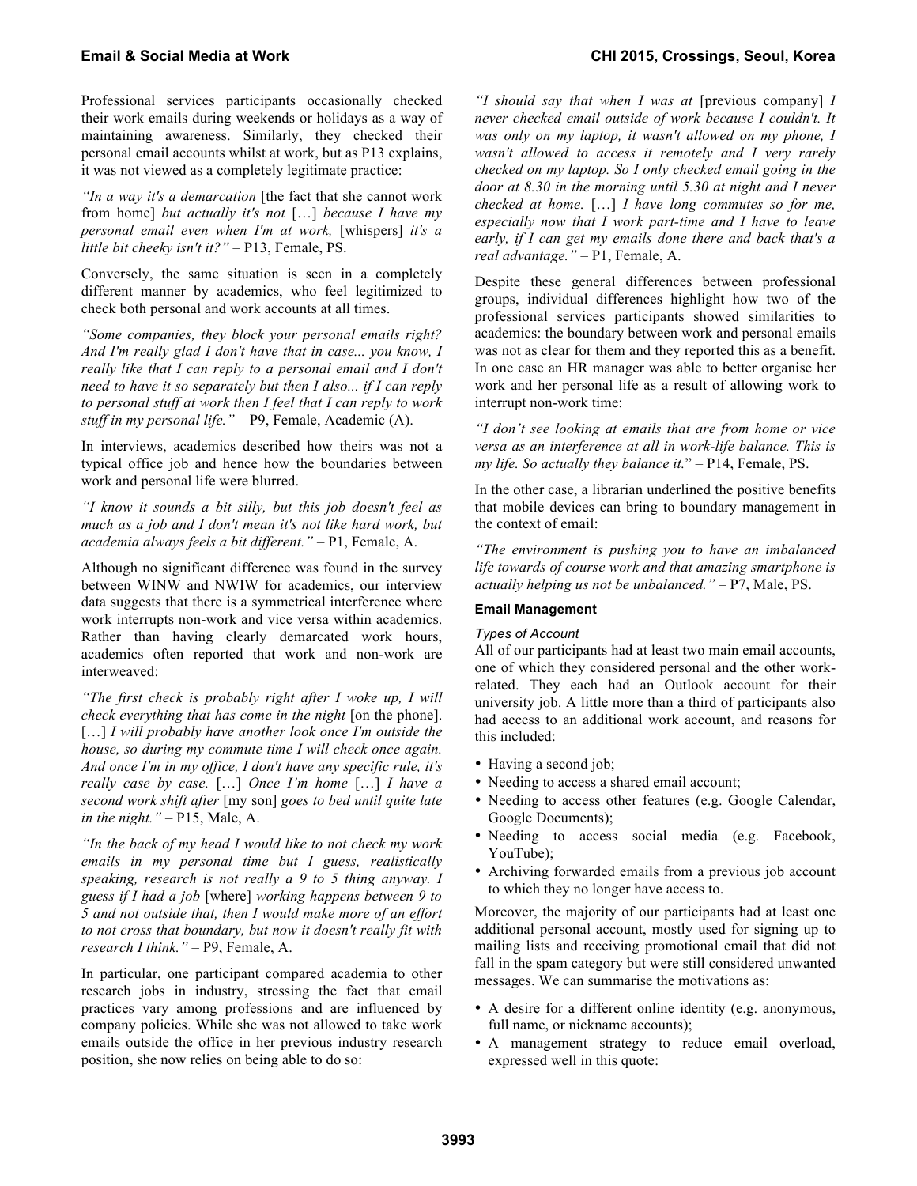Professional services participants occasionally checked their work emails during weekends or holidays as a way of maintaining awareness. Similarly, they checked their personal email accounts whilst at work, but as P13 explains, it was not viewed as a completely legitimate practice:

*"In a way it's a demarcation* [the fact that she cannot work from home] *but actually it's not* […] *because I have my personal email even when I'm at work,* [whispers] *it's a little bit cheeky isn't it?"* – P13, Female, PS.

Conversely, the same situation is seen in a completely different manner by academics, who feel legitimized to check both personal and work accounts at all times.

*"Some companies, they block your personal emails right? And I'm really glad I don't have that in case... you know, I really like that I can reply to a personal email and I don't need to have it so separately but then I also... if I can reply to personal stuff at work then I feel that I can reply to work stuff in my personal life."* – P9, Female, Academic (A).

In interviews, academics described how theirs was not a typical office job and hence how the boundaries between work and personal life were blurred.

*"I know it sounds a bit silly, but this job doesn't feel as much as a job and I don't mean it's not like hard work, but academia always feels a bit different."* – P1, Female, A.

Although no significant difference was found in the survey between WINW and NWIW for academics, our interview data suggests that there is a symmetrical interference where work interrupts non-work and vice versa within academics. Rather than having clearly demarcated work hours, academics often reported that work and non-work are interweaved:

*"The first check is probably right after I woke up, I will check everything that has come in the night* [on the phone]. […] *I will probably have another look once I'm outside the house, so during my commute time I will check once again. And once I'm in my office, I don't have any specific rule, it's really case by case.* […] *Once I'm home* […] *I have a second work shift after* [my son] *goes to bed until quite late in the night."* – P15, Male, A.

*"In the back of my head I would like to not check my work emails in my personal time but I guess, realistically speaking, research is not really a 9 to 5 thing anyway. I guess if I had a job* [where] *working happens between 9 to 5 and not outside that, then I would make more of an effort to not cross that boundary, but now it doesn't really fit with research I think."* – P9, Female, A.

In particular, one participant compared academia to other research jobs in industry, stressing the fact that email practices vary among professions and are influenced by company policies. While she was not allowed to take work emails outside the office in her previous industry research position, she now relies on being able to do so:

*"I should say that when I was at* [previous company] *I never checked email outside of work because I couldn't. It was only on my laptop, it wasn't allowed on my phone, I wasn't allowed to access it remotely and I very rarely checked on my laptop. So I only checked email going in the door at 8.30 in the morning until 5.30 at night and I never checked at home.* […] *I have long commutes so for me, especially now that I work part-time and I have to leave early, if I can get my emails done there and back that's a real advantage."* – P1, Female, A.

Despite these general differences between professional groups, individual differences highlight how two of the professional services participants showed similarities to academics: the boundary between work and personal emails was not as clear for them and they reported this as a benefit. In one case an HR manager was able to better organise her work and her personal life as a result of allowing work to interrupt non-work time:

*"I don't see looking at emails that are from home or vice versa as an interference at all in work-life balance. This is my life. So actually they balance it."* – P14, Female, PS.

In the other case, a librarian underlined the positive benefits that mobile devices can bring to boundary management in the context of email:

*"The environment is pushing you to have an imbalanced life towards of course work and that amazing smartphone is actually helping us not be unbalanced."* – P7, Male, PS.

#### Email Management

##### *Types of Account*

All of our participants had at least two main email accounts, one of which they considered personal and the other work-related. They each had an Outlook account for their university job. A little more than a third of participants also had access to an additional work account, and reasons for this included:

- Having a second job;
- Needing to access a shared email account;
- Needing to access other features (e.g. Google Calendar, Google Documents);
- Needing to access social media (e.g. Facebook, YouTube);
- Archiving forwarded emails from a previous job account to which they no longer have access to.

Moreover, the majority of our participants had at least one additional personal account, mostly used for signing up to mailing lists and receiving promotional email that did not fall in the spam category but were still considered unwanted messages. We can summarise the motivations as:

- A desire for a different online identity (e.g. anonymous, full name, or nickname accounts);
- A management strategy to reduce email overload, expressed well in this quote: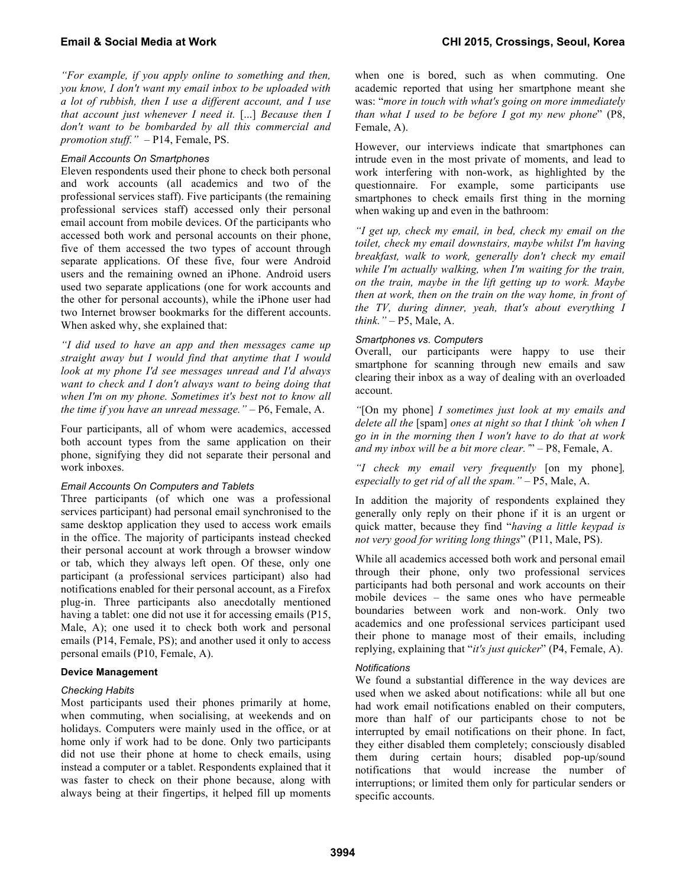*"For example, if you apply online to something and then, you know, I don't want my email inbox to be uploaded with a lot of rubbish, then I use a different account, and I use that account just whenever I need it.* [...] *Because then I don't want to be bombarded by all this commercial and promotion stuff."* – P14, Female, PS.

#### *Email Accounts On Smartphones*

Eleven respondents used their phone to check both personal and work accounts (all academics and two of the professional services staff). Five participants (the remaining professional services staff) accessed only their personal email account from mobile devices. Of the participants who accessed both work and personal accounts on their phone, five of them accessed the two types of account through separate applications. Of these five, four were Android users and the remaining owned an iPhone. Android users used two separate applications (one for work accounts and the other for personal accounts), while the iPhone user had two Internet browser bookmarks for the different accounts. When asked why, she explained that:

*"I did used to have an app and then messages came up straight away but I would find that anytime that I would look at my phone I'd see messages unread and I'd always want to check and I don't always want to being doing that when I'm on my phone. Sometimes it's best not to know all the time if you have an unread message."* – P6, Female, A.

Four participants, all of whom were academics, accessed both account types from the same application on their phone, signifying they did not separate their personal and work inboxes.

#### *Email Accounts On Computers and Tablets*

Three participants (of which one was a professional services participant) had personal email synchronised to the same desktop application they used to access work emails in the office. The majority of participants instead checked their personal account at work through a browser window or tab, which they always left open. Of these, only one participant (a professional services participant) also had notifications enabled for their personal account, as a Firefox plug-in. Three participants also anecdotally mentioned having a tablet: one did not use it for accessing emails (P15, Male, A); one used it to check both work and personal emails (P14, Female, PS); and another used it only to access personal emails (P10, Female, A).

### **Device Management**

#### *Checking Habits*

Most participants used their phones primarily at home, when commuting, when socialising, at weekends and on holidays. Computers were mainly used in the office, or at home only if work had to be done. Only two participants did not use their phone at home to check emails, using instead a computer or a tablet. Respondents explained that it was faster to check on their phone because, along with always being at their fingertips, it helped fill up moments when one is bored, such as when commuting. One academic reported that using her smartphone meant she was: "*more in touch with what's going on more immediately than what I used to be before I got my new phone*" (P8, Female, A).

However, our interviews indicate that smartphones can intrude even in the most private of moments, and lead to work interfering with non-work, as highlighted by the questionnaire. For example, some participants use smartphones to check emails first thing in the morning when waking up and even in the bathroom:

*"I get up, check my email, in bed, check my email on the toilet, check my email downstairs, maybe whilst I'm having breakfast, walk to work, generally don't check my email while I'm actually walking, when I'm waiting for the train, on the train, maybe in the lift getting up to work. Maybe then at work, then on the train on the way home, in front of the TV, during dinner, yeah, that's about everything I think."* – P5, Male, A.

#### *Smartphones vs. Computers*

Overall, our participants were happy to use their smartphone for scanning through new emails and saw clearing their inbox as a way of dealing with an overloaded account.

*"*[On my phone] *I sometimes just look at my emails and delete all the* [spam] *ones at night so that I think 'oh when I go in in the morning then I won't have to do that at work and my inbox will be a bit more clear."*" – P8, Female, A.

*"I check my email very frequently* [on my phone]*, especially to get rid of all the spam."* – P5, Male, A.

In addition the majority of respondents explained they generally only reply on their phone if it is an urgent or quick matter, because they find "*having a little keypad is not very good for writing long things*" (P11, Male, PS).

While all academics accessed both work and personal email through their phone, only two professional services participants had both personal and work accounts on their mobile devices – the same ones who have permeable boundaries between work and non-work. Only two academics and one professional services participant used their phone to manage most of their emails, including replying, explaining that "*it's just quicker*" (P4, Female, A).

#### *Notifications*

We found a substantial difference in the way devices are used when we asked about notifications: while all but one had work email notifications enabled on their computers, more than half of our participants chose to not be interrupted by email notifications on their phone. In fact, they either disabled them completely; consciously disabled them during certain hours; disabled pop-up/sound notifications that would increase the number of interruptions; or limited them only for particular senders or specific accounts.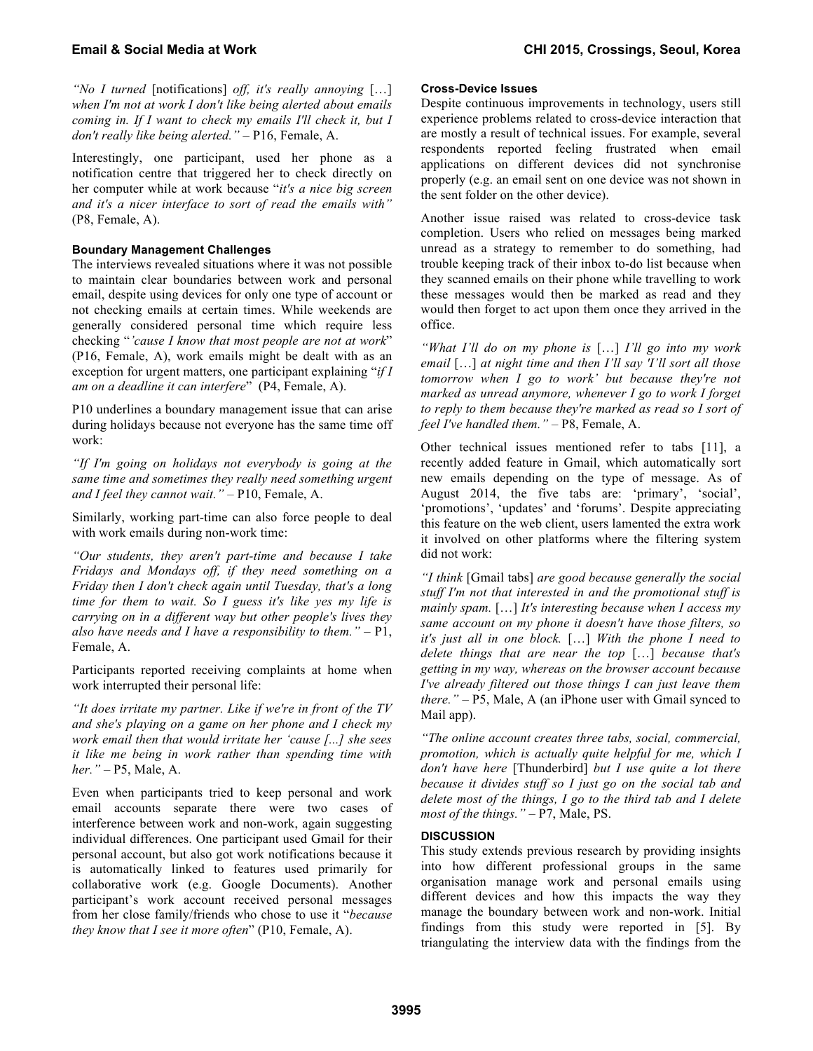*"No I turned* [notifications] *off, it's really annoying* […] *when I'm not at work I don't like being alerted about emails coming in. If I want to check my emails I'll check it, but I don't really like being alerted."* – P16, Female, A.

Interestingly, one participant, used her phone as a notification centre that triggered her to check directly on her computer while at work because "*it's a nice big screen and it's a nicer interface to sort of read the emails with"* (P8, Female, A).

#### Boundary Management Challenges

The interviews revealed situations where it was not possible to maintain clear boundaries between work and personal email, despite using devices for only one type of account or not checking emails at certain times. While weekends are generally considered personal time which require less checking "*'cause I know that most people are not at work*" (P16, Female, A), work emails might be dealt with as an exception for urgent matters, one participant explaining "*if I am on a deadline it can interfere*" (P4, Female, A).

P10 underlines a boundary management issue that can arise during holidays because not everyone has the same time off work:

*"If I'm going on holidays not everybody is going at the same time and sometimes they really need something urgent and I feel they cannot wait."* – P10, Female, A.

Similarly, working part-time can also force people to deal with work emails during non-work time:

*"Our students, they aren't part-time and because I take Fridays and Mondays off, if they need something on a Friday then I don't check again until Tuesday, that's a long time for them to wait. So I guess it's like yes my life is carrying on in a different way but other people's lives they also have needs and I have a responsibility to them."* – P1, Female, A.

Participants reported receiving complaints at home when work interrupted their personal life:

*"It does irritate my partner. Like if we're in front of the TV and she's playing on a game on her phone and I check my work email then that would irritate her 'cause [...] she sees it like me being in work rather than spending time with her."* – P5, Male, A.

Even when participants tried to keep personal and work email accounts separate there were two cases of interference between work and non-work, again suggesting individual differences. One participant used Gmail for their personal account, but also got work notifications because it is automatically linked to features used primarily for collaborative work (e.g. Google Documents). Another participant's work account received personal messages from her close family/friends who chose to use it "*because they know that I see it more often*" (P10, Female, A).

#### Cross-Device Issues

Despite continuous improvements in technology, users still experience problems related to cross-device interaction that are mostly a result of technical issues. For example, several respondents reported feeling frustrated when email applications on different devices did not synchronise properly (e.g. an email sent on one device was not shown in the sent folder on the other device).

Another issue raised was related to cross-device task completion. Users who relied on messages being marked unread as a strategy to remember to do something, had trouble keeping track of their inbox to-do list because when they scanned emails on their phone while travelling to work these messages would then be marked as read and they would then forget to act upon them once they arrived in the office.

*"What I'll do on my phone is* […] *I'll go into my work email* […] *at night time and then I'll say 'I'll sort all those tomorrow when I go to work' but because they're not marked as unread anymore, whenever I go to work I forget to reply to them because they're marked as read so I sort of feel I've handled them."* – P8, Female, A.

Other technical issues mentioned refer to tabs [11], a recently added feature in Gmail, which automatically sort new emails depending on the type of message. As of August 2014, the five tabs are: 'primary', 'social', 'promotions', 'updates' and 'forums'. Despite appreciating this feature on the web client, users lamented the extra work it involved on other platforms where the filtering system did not work:

*"I think* [Gmail tabs] *are good because generally the social stuff I'm not that interested in and the promotional stuff is mainly spam.* […] *It's interesting because when I access my same account on my phone it doesn't have those filters, so it's just all in one block.* […] *With the phone I need to delete things that are near the top* […] *because that's getting in my way, whereas on the browser account because I've already filtered out those things I can just leave them there."* – P5, Male, A (an iPhone user with Gmail synced to Mail app).

*"The online account creates three tabs, social, commercial, promotion, which is actually quite helpful for me, which I don't have here* [Thunderbird] *but I use quite a lot there because it divides stuff so I just go on the social tab and delete most of the things, I go to the third tab and I delete most of the things."* – P7, Male, PS.

### DISCUSSION

This study extends previous research by providing insights into how different professional groups in the same organisation manage work and personal emails using different devices and how this impacts the way they manage the boundary between work and non-work. Initial findings from this study were reported in [5]. By triangulating the interview data with the findings from the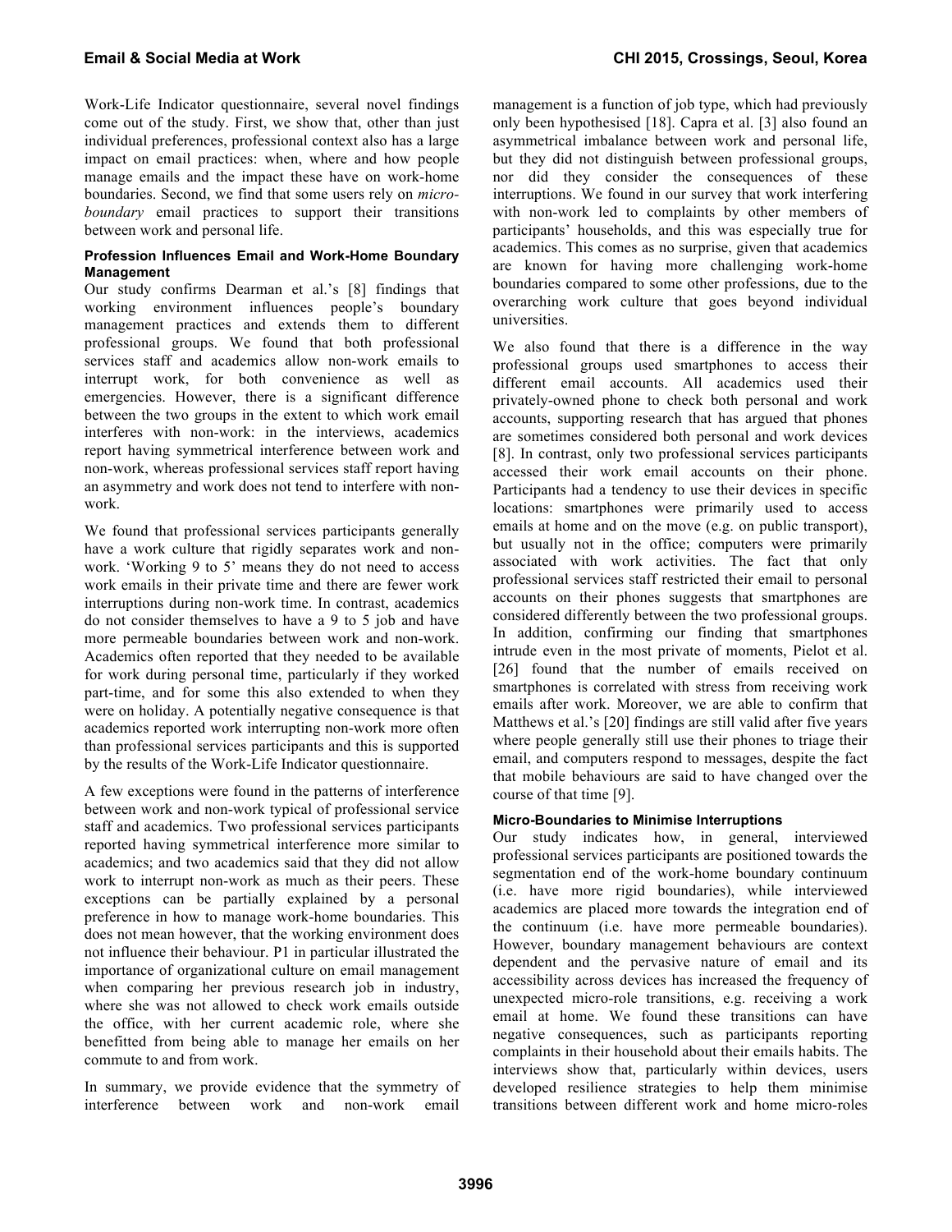Work-Life Indicator questionnaire, several novel findings come out of the study. First, we show that, other than just individual preferences, professional context also has a large impact on email practices: when, where and how people manage emails and the impact these have on work-home boundaries. Second, we find that some users rely on *micro-boundary* email practices to support their transitions between work and personal life.

### Profession Influences Email and Work-Home Boundary Management

Our study confirms Dearman et al.'s [8] findings that working environment influences people's boundary management practices and extends them to different professional groups. We found that both professional services staff and academics allow non-work emails to interrupt work, for both convenience as well as emergencies. However, there is a significant difference between the two groups in the extent to which work email interferes with non-work: in the interviews, academics report having symmetrical interference between work and non-work, whereas professional services staff report having an asymmetry and work does not tend to interfere with non-work.

We found that professional services participants generally have a work culture that rigidly separates work and non-work. 'Working 9 to 5' means they do not need to access work emails in their private time and there are fewer work interruptions during non-work time. In contrast, academics do not consider themselves to have a 9 to 5 job and have more permeable boundaries between work and non-work. Academics often reported that they needed to be available for work during personal time, particularly if they worked part-time, and for some this also extended to when they were on holiday. A potentially negative consequence is that academics reported work interrupting non-work more often than professional services participants and this is supported by the results of the Work-Life Indicator questionnaire.

A few exceptions were found in the patterns of interference between work and non-work typical of professional service staff and academics. Two professional services participants reported having symmetrical interference more similar to academics; and two academics said that they did not allow work to interrupt non-work as much as their peers. These exceptions can be partially explained by a personal preference in how to manage work-home boundaries. This does not mean however, that the working environment does not influence their behaviour. P1 in particular illustrated the importance of organizational culture on email management when comparing her previous research job in industry, where she was not allowed to check work emails outside the office, with her current academic role, where she benefitted from being able to manage her emails on her commute to and from work.

In summary, we provide evidence that the symmetry of interference between work and non-work email management is a function of job type, which had previously only been hypothesised [18]. Capra et al. [3] also found an asymmetrical imbalance between work and personal life, but they did not distinguish between professional groups, nor did they consider the consequences of these interruptions. We found in our survey that work interfering with non-work led to complaints by other members of participants' households, and this was especially true for academics. This comes as no surprise, given that academics are known for having more challenging work-home boundaries compared to some other professions, due to the overarching work culture that goes beyond individual universities.

We also found that there is a difference in the way professional groups used smartphones to access their different email accounts. All academics used their privately-owned phone to check both personal and work accounts, supporting research that has argued that phones are sometimes considered both personal and work devices [8]. In contrast, only two professional services participants accessed their work email accounts on their phone. Participants had a tendency to use their devices in specific locations: smartphones were primarily used to access emails at home and on the move (e.g. on public transport), but usually not in the office; computers were primarily associated with work activities. The fact that only professional services staff restricted their email to personal accounts on their phones suggests that smartphones are considered differently between the two professional groups. In addition, confirming our finding that smartphones intrude even in the most private of moments, Pielot et al. [26] found that the number of emails received on smartphones is correlated with stress from receiving work emails after work. Moreover, we are able to confirm that Matthews et al.'s [20] findings are still valid after five years where people generally still use their phones to triage their email, and computers respond to messages, despite the fact that mobile behaviours are said to have changed over the course of that time [9].

### Micro-Boundaries to Minimise Interruptions

Our study indicates how, in general, interviewed professional services participants are positioned towards the segmentation end of the work-home boundary continuum (i.e. have more rigid boundaries), while interviewed academics are placed more towards the integration end of the continuum (i.e. have more permeable boundaries). However, boundary management behaviours are context dependent and the pervasive nature of email and its accessibility across devices has increased the frequency of unexpected micro-role transitions, e.g. receiving a work email at home. We found these transitions can have negative consequences, such as participants reporting complaints in their household about their emails habits. The interviews show that, particularly within devices, users developed resilience strategies to help them minimise transitions between different work and home micro-roles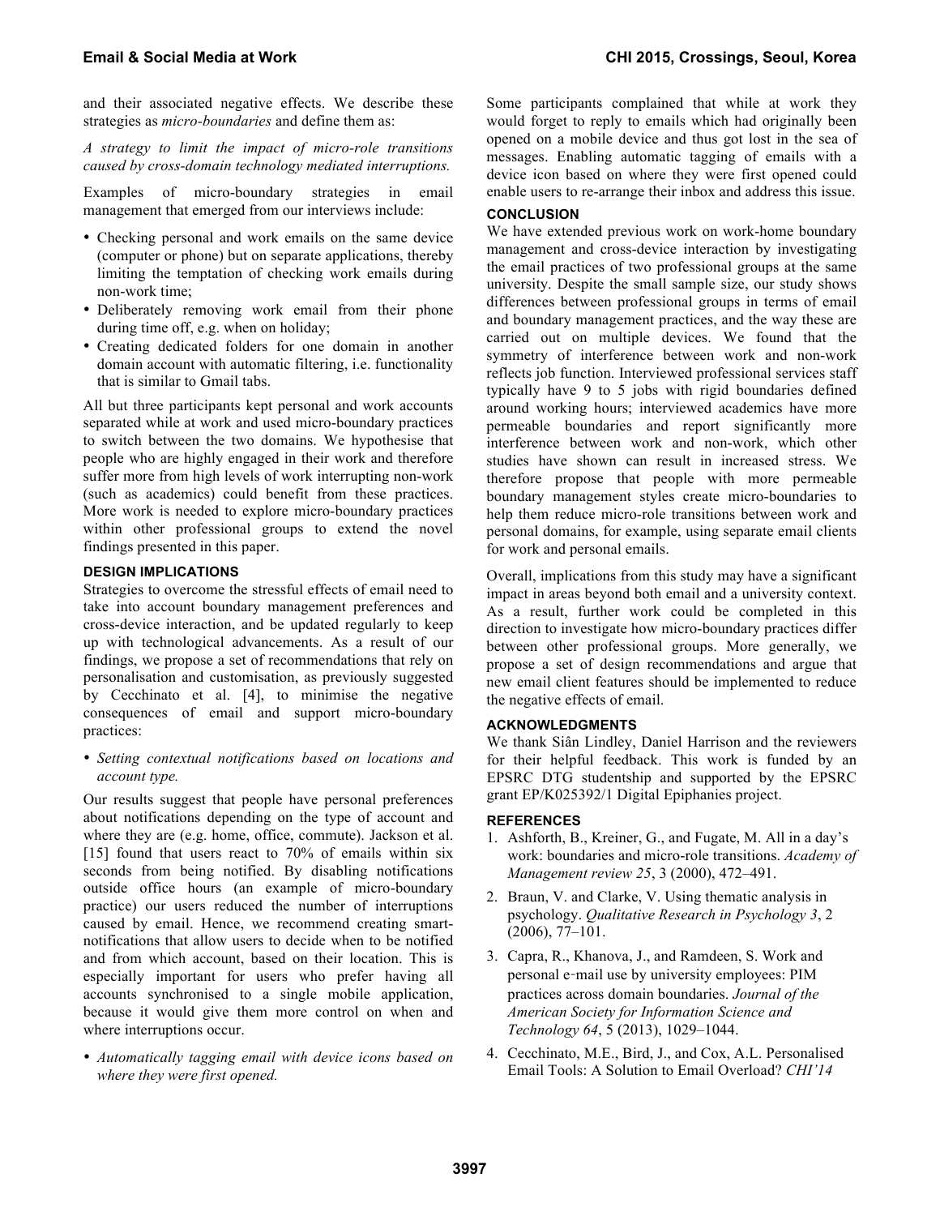and their associated negative effects. We describe these strategies as *micro-boundaries* and define them as:

*A strategy to limit the impact of micro-role transitions caused by cross-domain technology mediated interruptions.*

Examples of micro-boundary strategies in email management that emerged from our interviews include:

- Checking personal and work emails on the same device (computer or phone) but on separate applications, thereby limiting the temptation of checking work emails during non-work time;
- Deliberately removing work email from their phone during time off, e.g. when on holiday;
- Creating dedicated folders for one domain in another domain account with automatic filtering, i.e. functionality that is similar to Gmail tabs.

All but three participants kept personal and work accounts separated while at work and used micro-boundary practices to switch between the two domains. We hypothesise that people who are highly engaged in their work and therefore suffer more from high levels of work interrupting non-work (such as academics) could benefit from these practices. More work is needed to explore micro-boundary practices within other professional groups to extend the novel findings presented in this paper.

### DESIGN IMPLICATIONS

Strategies to overcome the stressful effects of email need to take into account boundary management preferences and cross-device interaction, and be updated regularly to keep up with technological advancements. As a result of our findings, we propose a set of recommendations that rely on personalisation and customisation, as previously suggested by Cecchinato et al. [4], to minimise the negative consequences of email and support micro-boundary practices:

- *Setting contextual notifications based on locations and account type.*

Our results suggest that people have personal preferences about notifications depending on the type of account and where they are (e.g. home, office, commute). Jackson et al. [15] found that users react to 70% of emails within six seconds from being notified. By disabling notifications outside office hours (an example of micro-boundary practice) our users reduced the number of interruptions caused by email. Hence, we recommend creating smart-notifications that allow users to decide when to be notified and from which account, based on their location. This is especially important for users who prefer having all accounts synchronised to a single mobile application, because it would give them more control on when and where interruptions occur.

- *Automatically tagging email with device icons based on where they were first opened.*

Some participants complained that while at work they would forget to reply to emails which had originally been opened on a mobile device and thus got lost in the sea of messages. Enabling automatic tagging of emails with a device icon based on where they were first opened could enable users to re-arrange their inbox and address this issue.

### CONCLUSION

We have extended previous work on work-home boundary management and cross-device interaction by investigating the email practices of two professional groups at the same university. Despite the small sample size, our study shows differences between professional groups in terms of email and boundary management practices, and the way these are carried out on multiple devices. We found that the symmetry of interference between work and non-work reflects job function. Interviewed professional services staff typically have 9 to 5 jobs with rigid boundaries defined around working hours; interviewed academics have more permeable boundaries and report significantly more interference between work and non-work, which other studies have shown can result in increased stress. We therefore propose that people with more permeable boundary management styles create micro-boundaries to help them reduce micro-role transitions between work and personal domains, for example, using separate email clients for work and personal emails.

Overall, implications from this study may have a significant impact in areas beyond both email and a university context. As a result, further work could be completed in this direction to investigate how micro-boundary practices differ between other professional groups. More generally, we propose a set of design recommendations and argue that new email client features should be implemented to reduce the negative effects of email.

### ACKNOWLEDGMENTS

We thank Siân Lindley, Daniel Harrison and the reviewers for their helpful feedback. This work is funded by an EPSRC DTG studentship and supported by the EPSRC grant EP/K025392/1 Digital Epiphanies project.

### REFERENCES

1. Ashforth, B., Kreiner, G., and Fugate, M. All in a day's work: boundaries and micro-role transitions. *Academy of Management review 25*, 3 (2000), 472–491.
2. Braun, V. and Clarke, V. Using thematic analysis in psychology. *Qualitative Research in Psychology 3*, 2 (2006), 77–101.
3. Capra, R., Khanova, J., and Ramdeen, S. Work and personal e-mail use by university employees: PIM practices across domain boundaries. *Journal of the American Society for Information Science and Technology 64*, 5 (2013), 1029–1044.
4. Cecchinato, M.E., Bird, J., and Cox, A.L. Personalised Email Tools: A Solution to Email Overload? *CHI'14*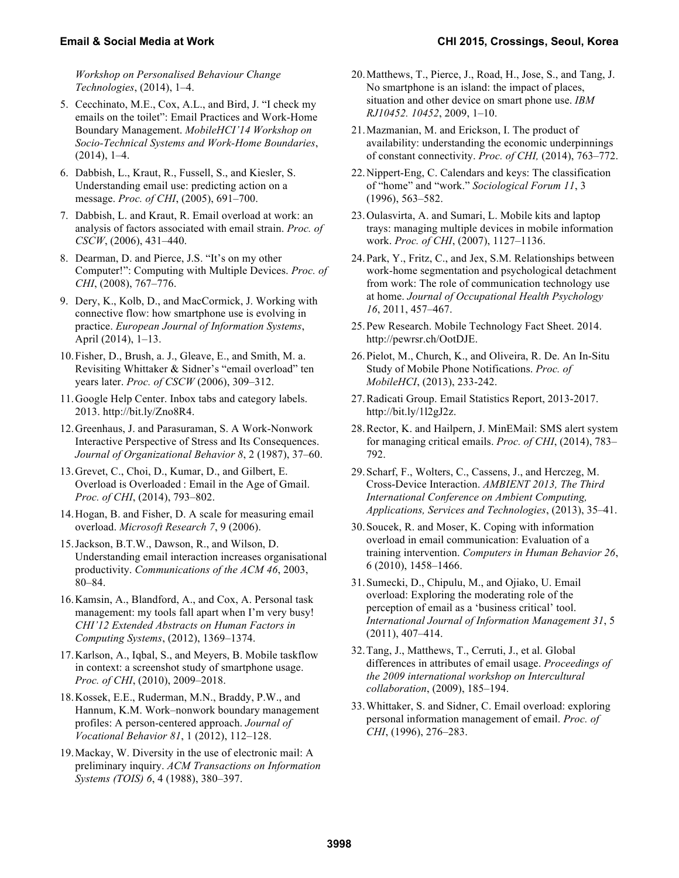*Workshop on Personalised Behaviour Change Technologies*, (2014), 1–4.

5. Cecchinato, M.E., Cox, A.L., and Bird, J. "I check my emails on the toilet": Email Practices and Work-Home Boundary Management. *MobileHCI'14 Workshop on Socio-Technical Systems and Work-Home Boundaries*, (2014), 1–4.
6. Dabbish, L., Kraut, R., Fussell, S., and Kiesler, S. Understanding email use: predicting action on a message. *Proc. of CHI*, (2005), 691–700.
7. Dabbish, L. and Kraut, R. Email overload at work: an analysis of factors associated with email strain. *Proc. of CSCW*, (2006), 431–440.
8. Dearman, D. and Pierce, J.S. "It's on my other Computer!": Computing with Multiple Devices. *Proc. of CHI*, (2008), 767–776.
9. Dery, K., Kolb, D., and MacCormick, J. Working with connective flow: how smartphone use is evolving in practice. *European Journal of Information Systems*, April (2014), 1–13.
10. Fisher, D., Brush, a. J., Gleave, E., and Smith, M. a. Revisiting Whittaker & Sidner's "email overload" ten years later. *Proc. of CSCW* (2006), 309–312.
11. Google Help Center. Inbox tabs and category labels. 2013. http://bit.ly/Zno8R4.
12. Greenhaus, J. and Parasuraman, S. A Work-Nonwork Interactive Perspective of Stress and Its Consequences. *Journal of Organizational Behavior 8*, 2 (1987), 37–60.
13. Grevet, C., Choi, D., Kumar, D., and Gilbert, E. Overload is Overloaded : Email in the Age of Gmail. *Proc. of CHI*, (2014), 793–802.
14. Hogan, B. and Fisher, D. A scale for measuring email overload. *Microsoft Research 7*, 9 (2006).
15. Jackson, B.T.W., Dawson, R., and Wilson, D. Understanding email interaction increases organisational productivity. *Communications of the ACM 46*, 2003, 80–84.
16. Kamsin, A., Blandford, A., and Cox, A. Personal task management: my tools fall apart when I'm very busy! *CHI'12 Extended Abstracts on Human Factors in Computing Systems*, (2012), 1369–1374.
17. Karlson, A., Iqbal, S., and Meyers, B. Mobile taskflow in context: a screenshot study of smartphone usage. *Proc. of CHI*, (2010), 2009–2018.
18. Kossek, E.E., Ruderman, M.N., Braddy, P.W., and Hannum, K.M. Work–nonwork boundary management profiles: A person-centered approach. *Journal of Vocational Behavior 81*, 1 (2012), 112–128.
19. Mackay, W. Diversity in the use of electronic mail: A preliminary inquiry. *ACM Transactions on Information Systems (TOIS) 6*, 4 (1988), 380–397.
20. Matthews, T., Pierce, J., Road, H., Jose, S., and Tang, J. No smartphone is an island: the impact of places, situation and other device on smart phone use. *IBM RJ10452. 10452*, 2009, 1–10.
21. Mazmanian, M. and Erickson, I. The product of availability: understanding the economic underpinnings of constant connectivity. *Proc. of CHI,* (2014), 763–772.
22. Nippert-Eng, C. Calendars and keys: The classification of "home" and "work." *Sociological Forum 11*, 3 (1996), 563–582.
23. Oulasvirta, A. and Sumari, L. Mobile kits and laptop trays: managing multiple devices in mobile information work. *Proc. of CHI*, (2007), 1127–1136.
24. Park, Y., Fritz, C., and Jex, S.M. Relationships between work-home segmentation and psychological detachment from work: The role of communication technology use at home. *Journal of Occupational Health Psychology 16*, 2011, 457–467.
25. Pew Research. Mobile Technology Fact Sheet. 2014. http://pewrsr.ch/OotDJE.
26. Pielot, M., Church, K., and Oliveira, R. De. An In-Situ Study of Mobile Phone Notifications. *Proc. of MobileHCI*, (2013), 233-242.
27. Radicati Group. Email Statistics Report, 2013-2017. http://bit.ly/1l2gJ2z.
28. Rector, K. and Hailpern, J. MinEMail: SMS alert system for managing critical emails. *Proc. of CHI*, (2014), 783–792.
29. Scharf, F., Wolters, C., Cassens, J., and Herczeg, M. Cross-Device Interaction. *AMBIENT 2013, The Third International Conference on Ambient Computing, Applications, Services and Technologies*, (2013), 35–41.
30. Soucek, R. and Moser, K. Coping with information overload in email communication: Evaluation of a training intervention. *Computers in Human Behavior 26*, 6 (2010), 1458–1466.
31. Sumecki, D., Chipulu, M., and Ojiako, U. Email overload: Exploring the moderating role of the perception of email as a 'business critical' tool. *International Journal of Information Management 31*, 5 (2011), 407–414.
32. Tang, J., Matthews, T., Cerruti, J., et al. Global differences in attributes of email usage. *Proceedings of the 2009 international workshop on Intercultural collaboration*, (2009), 185–194.
33. Whittaker, S. and Sidner, C. Email overload: exploring personal information management of email. *Proc. of CHI*, (1996), 276–283.